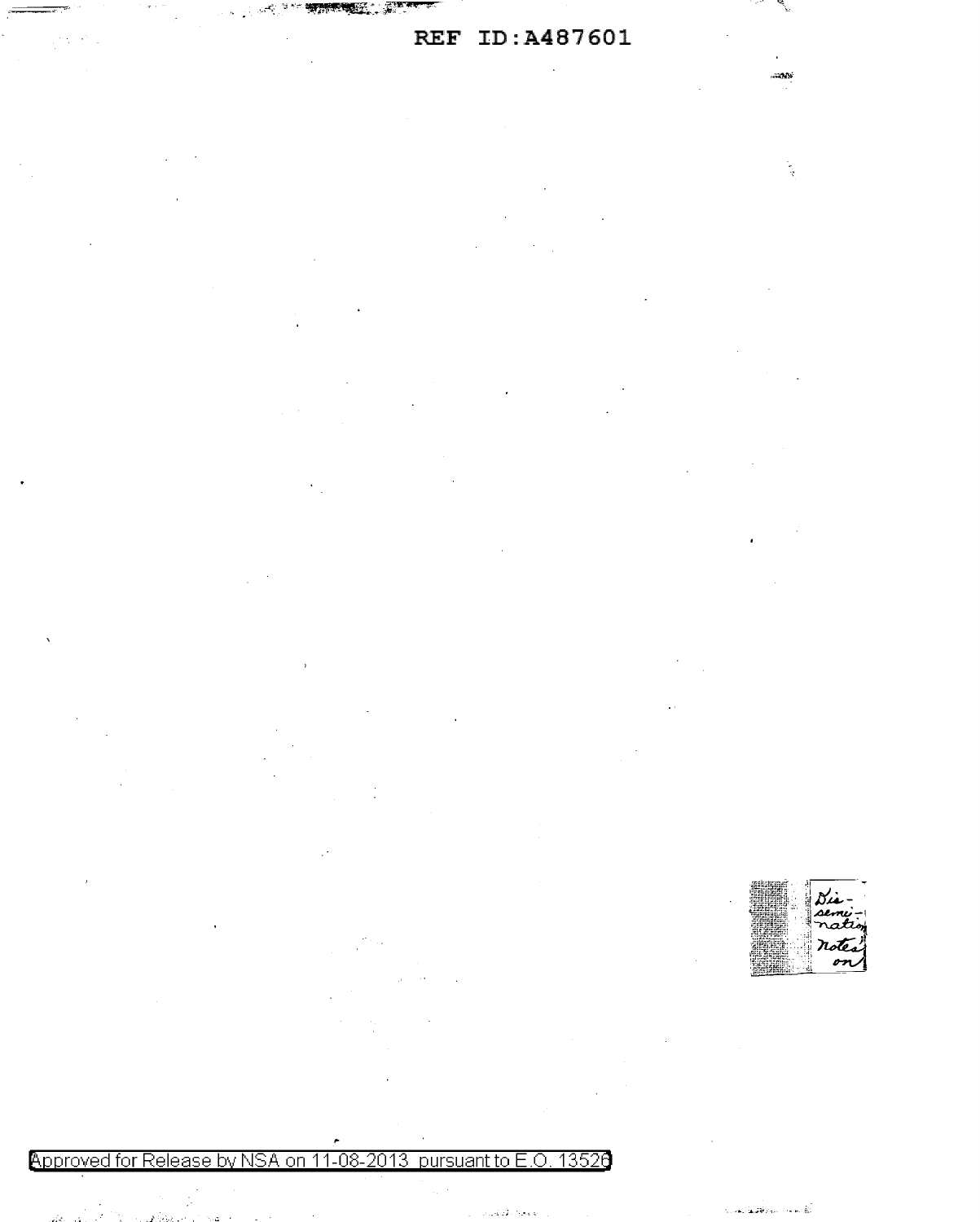Dis-
semi-
nation
notes
on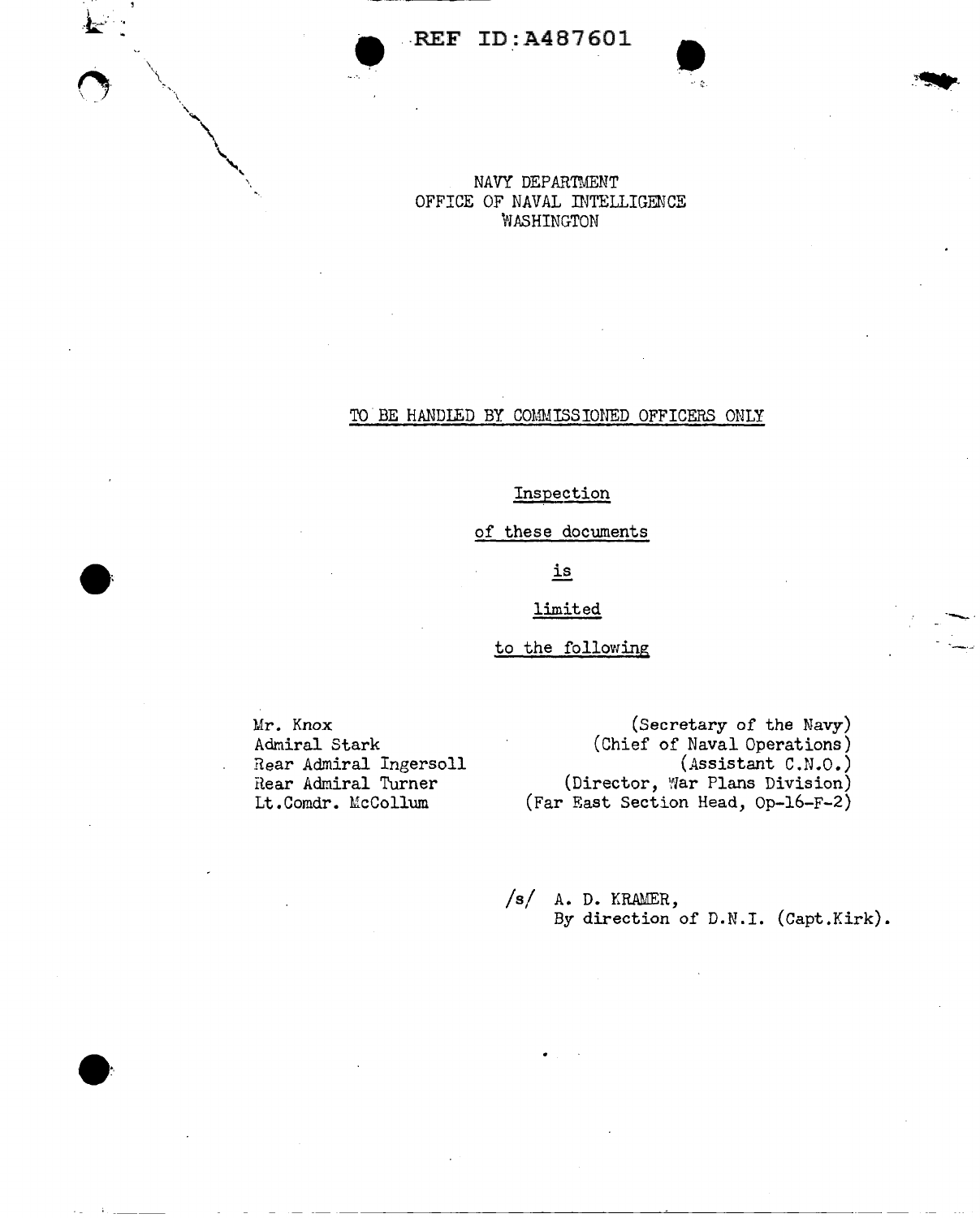REF ID:A487601

NAVY DEPARTMENT
OFFICE OF NAVAL INTELLIGENCE
WASHINGTON

TO BE HANDLED BY COMMISSIONED OFFICERS ONLY

Inspection

of these documents

is

limited

to the following

| | |
|---|---|
| Mr. Knox | (Secretary of the Navy) |
| Admiral Stark | (Chief of Naval Operations) |
| Rear Admiral Ingersoll | (Assistant C.N.O.) |
| Rear Admiral Turner | (Director, War Plans Division) |
| Lt.Comdr. McCollum | (Far East Section Head, Op-16-F-2) |

/s/ A. D. KRAMER,
By direction of D.N.I. (Capt.Kirk).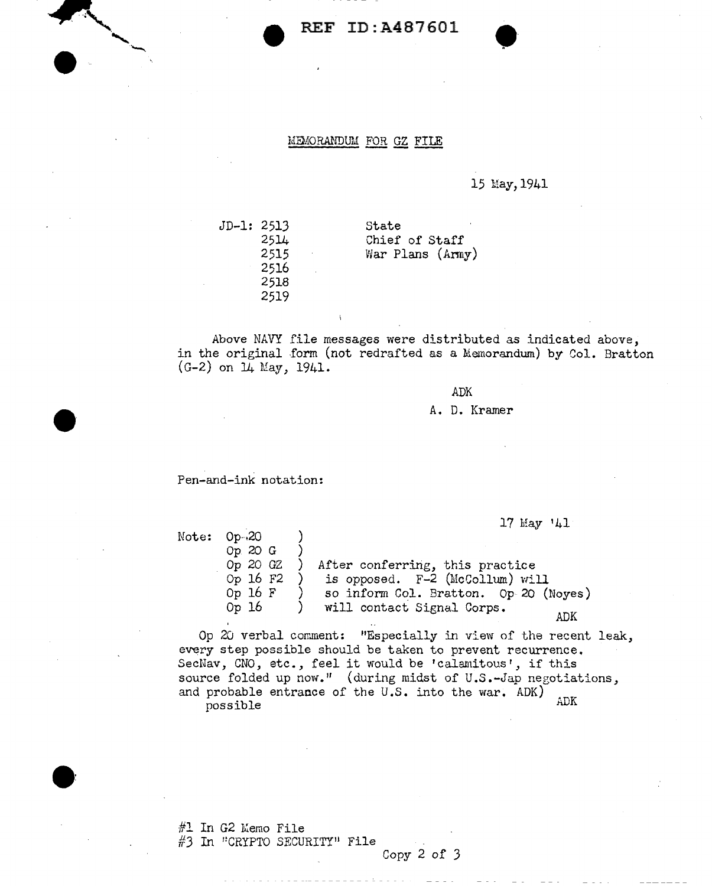REF ID:A487601

MEMORANDUM FOR GZ FILE

15 May, 1941

| | |
|---|---|
| JD-1: 2513 | State |
| 2514 | Chief of Staff |
| 2515 | War Plans (Army) |
| 2516 | |
| 2518 | |
| 2519 | |

Above NAVY file messages were distributed as indicated above, in the original form (not redrafted as a Memorandum) by Col. Bratton (G-2) on 14 May, 1941.

ADK

A. D. Kramer

Pen-and-ink notation:

17 May '41

Note: Op-20 )
Op 20 G )
Op 20 GZ ) After conferring, this practice
Op 16 F2 ) is opposed. F-2 (McCollum) will
Op 16 F ) so inform Col. Bratton. Op 20 (Noyes)
Op 16 ) will contact Signal Corps.

ADK

Op 20 verbal comment: "Especially in view of the recent leak, every step possible should be taken to prevent recurrence. SecNav, CNO, etc., feel it would be 'calamitous', if this source folded up now." (during midst of U.S.-Jap negotiations, and probable entrance of the U.S. into the war. ADK)
possible

ADK

#1 In G2 Memo File
#3 In "CRYPTO SECURITY" File

Copy 2 of 3